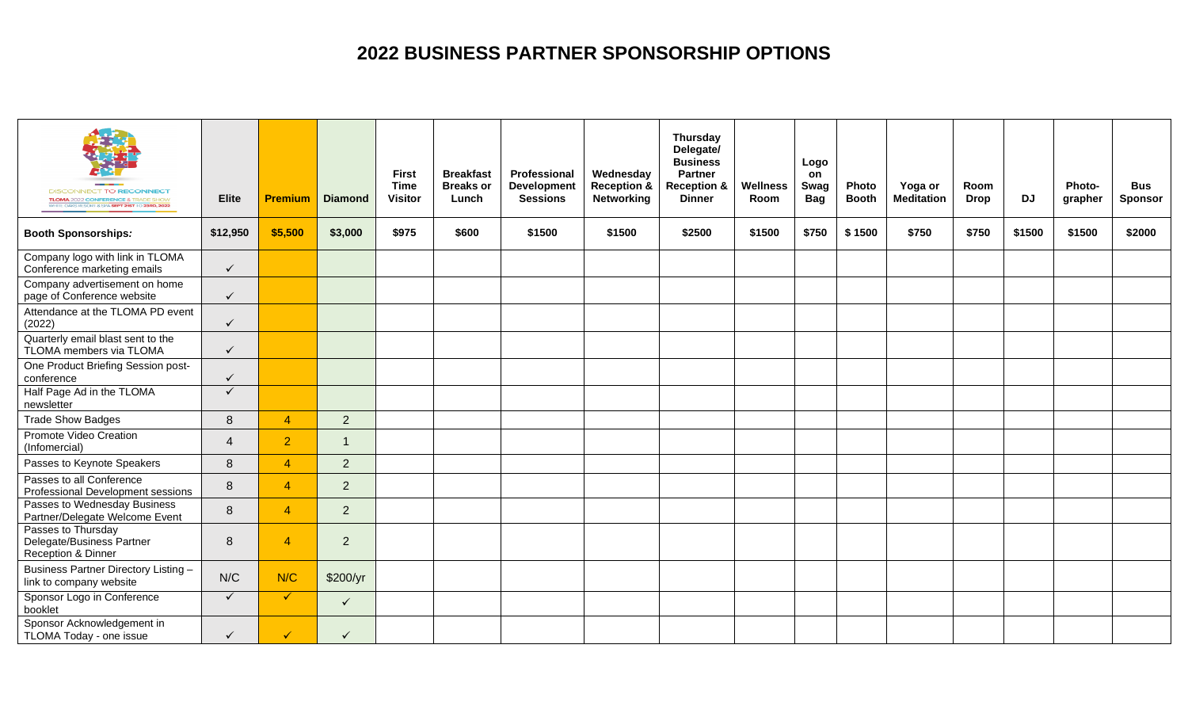# 2022 BUSINESS PARTNER SPONSORSHIP OPTIONS

| DISCONNECT TO RECONNECT TLOMA 2022 CONFERENCE & TRADE SHOW WHITE OAKS RESORT & SPA SEPT 21ST TO 23RD, 2022 | Elite | Premium | Diamond | First Time Visitor | Breakfast Breaks or Lunch | Professional Development Sessions | Wednesday Reception & Networking | Thursday Delegate/ Business Partner Reception & Dinner | Wellness Room | Logo on Swag Bag | Photo Booth | Yoga or Meditation | Room Drop | DJ | Photo-grapher | Bus Sponsor |
|---|---|---|---|---|---|---|---|---|---|---|---|---|---|---|---|---|
| **Booth Sponsorships:** | **$12,950** | **$5,500** | **$3,000** | **$975** | **$600** | **$1500** | **$1500** | **$2500** | **$1500** | **$750** | **$ 1500** | **$750** | **$750** | **$1500** | **$1500** | **$2000** |
| Company logo with link in TLOMA Conference marketing emails | ✓ | | | | | | | | | | | | | | | |
| Company advertisement on home page of Conference website | ✓ | | | | | | | | | | | | | | | |
| Attendance at the TLOMA PD event (2022) | ✓ | | | | | | | | | | | | | | | |
| Quarterly email blast sent to the TLOMA members via TLOMA | ✓ | | | | | | | | | | | | | | | |
| One Product Briefing Session post-conference | ✓ | | | | | | | | | | | | | | | |
| Half Page Ad in the TLOMA newsletter | ✓ | | | | | | | | | | | | | | | |
| Trade Show Badges | 8 | 4 | 2 | | | | | | | | | | | | | |
| Promote Video Creation (Infomercial) | 4 | 2 | 1 | | | | | | | | | | | | | |
| Passes to Keynote Speakers | 8 | 4 | 2 | | | | | | | | | | | | | |
| Passes to all Conference Professional Development sessions | 8 | 4 | 2 | | | | | | | | | | | | | |
| Passes to Wednesday Business Partner/Delegate Welcome Event | 8 | 4 | 2 | | | | | | | | | | | | | |
| Passes to Thursday Delegate/Business Partner Reception & Dinner | 8 | 4 | 2 | | | | | | | | | | | | | |
| Business Partner Directory Listing – link to company website | N/C | N/C | $200/yr | | | | | | | | | | | | | |
| Sponsor Logo in Conference booklet | ✓ | ✓ | ✓ | | | | | | | | | | | | | |
| Sponsor Acknowledgement in TLOMA Today - one issue | ✓ | ✓ | ✓ | | | | | | | | | | | | | |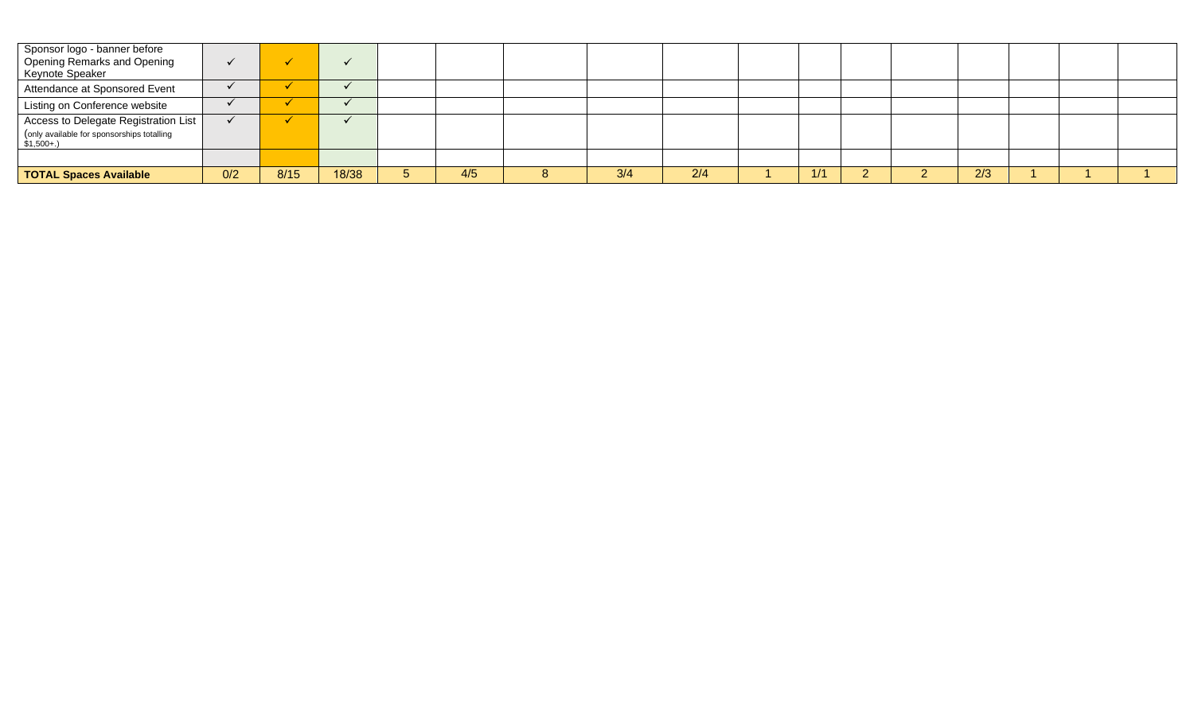| | | | | | | | | | | | | | | | | |
|---|---|---|---|---|---|---|---|---|---|---|---|---|---|---|---|---|
| Sponsor logo - banner before Opening Remarks and Opening Keynote Speaker | ✓ | ✓ | ✓ | | | | | | | | | | | | | |
| Attendance at Sponsored Event | ✓ | ✓ | ✓ | | | | | | | | | | | | | |
| Listing on Conference website | ✓ | ✓ | ✓ | | | | | | | | | | | | | |
| Access to Delegate Registration List (only available for sponsorships totalling $1,500+.) | ✓ | ✓ | ✓ | | | | | | | | | | | | | |
| | | | | | | | | | | | | | | | | |
| **TOTAL Spaces Available** | 0/2 | 8/15 | 18/38 | 5 | 4/5 | 8 | 3/4 | 2/4 | 1 | 1/1 | 2 | 2 | 2/3 | 1 | 1 | 1 |